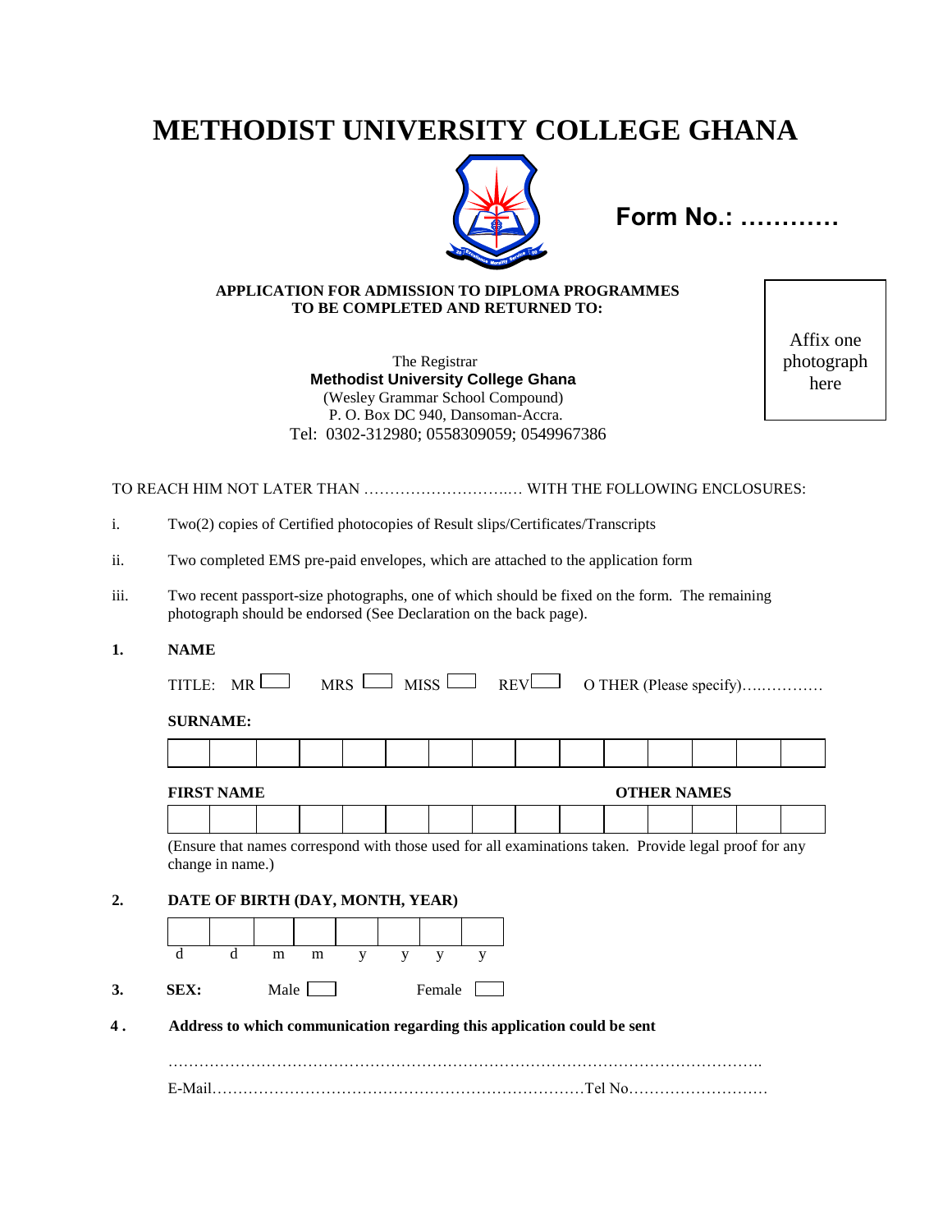# METHODIST UNIVERSITY COLLEGE GHANA

**Form No.: …………**

**APPLICATION FOR ADMISSION TO DIPLOMA PROGRAMMES**
**TO BE COMPLETED AND RETURNED TO:**

Affix one photograph here

The Registrar
**Methodist University College Ghana**
(Wesley Grammar School Compound)
P. O. Box DC 940, Dansoman-Accra.
Tel: 0302-312980; 0558309059; 0549967386

TO REACH HIM NOT LATER THAN …………………………..… WITH THE FOLLOWING ENCLOSURES:

i. Two(2) copies of Certified photocopies of Result slips/Certificates/Transcripts

ii. Two completed EMS pre-paid envelopes, which are attached to the application form

iii. Two recent passport-size photographs, one of which should be fixed on the form. The remaining photograph should be endorsed (See Declaration on the back page).

**1. NAME**

TITLE: MR ☐ MRS ☐ MISS ☐ REV ☐ O THER (Please specify)….…………

**SURNAME:**

| | | | | | | | | | | | | | | |
|---|---|---|---|---|---|---|---|---|---|---|---|---|---|---|
| | | | | | | | | | | | | | | |

**FIRST NAME** **OTHER NAMES**

| | | | | | | | | | | | | | | |
|---|---|---|---|---|---|---|---|---|---|---|---|---|---|---|
| | | | | | | | | | | | | | | |

(Ensure that names correspond with those used for all examinations taken. Provide legal proof for any change in name.)

**2. DATE OF BIRTH (DAY, MONTH, YEAR)**

| | | | | | | | |
|---|---|---|---|---|---|---|---|
| | | | | | | | |
| d | d | m | m | y | y | y | y |

**3. SEX:** Male ☐ Female ☐

**4 . Address to which communication regarding this application could be sent**

……………………………………………………………………………………………………….

E-Mail………………………………………………………………Tel No………………………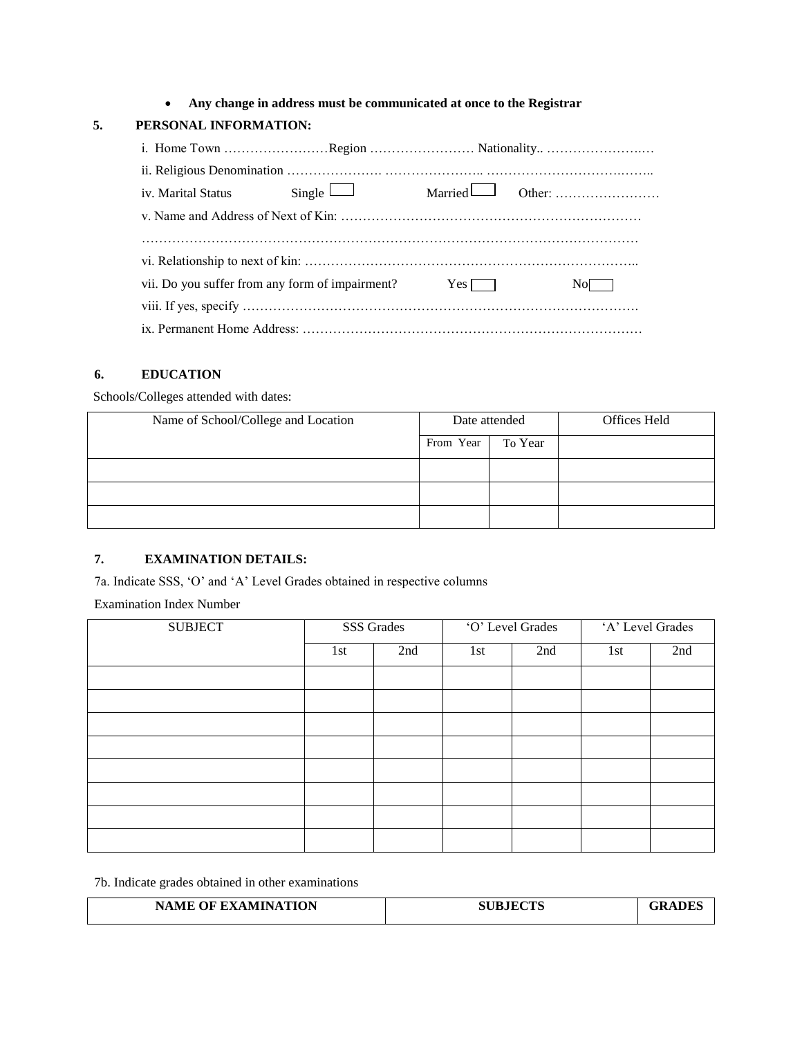- **Any change in address must be communicated at once to the Registrar**

## 5. PERSONAL INFORMATION:

i. Home Town ……………………Region …………………… Nationality.. ……………………

ii. Religious Denomination …………………. ………………….. ……………………………..

iv. Marital Status Single ☐ Married ☐ Other: ……………………

v. Name and Address of Next of Kin: …………………………………………………………

……………………………………………………………………………………………………

vi. Relationship to next of kin: ………………………………………………………………..

vii. Do you suffer from any form of impairment? Yes ☐ No ☐

viii. If yes, specify ……………………………………………………………………………….

ix. Permanent Home Address: …………………………………………………………………

## 6. EDUCATION

Schools/Colleges attended with dates:

| Name of School/College and Location | Date attended | | Offices Held |
|---|---|---|---|
| | From Year | To Year | |
| | | | |
| | | | |
| | | | |

## 7. EXAMINATION DETAILS:

7a. Indicate SSS, 'O' and 'A' Level Grades obtained in respective columns

Examination Index Number

| SUBJECT | SSS Grades | | 'O' Level Grades | | 'A' Level Grades | |
|---|---|---|---|---|---|---|
| | 1st | 2nd | 1st | 2nd | 1st | 2nd |
| | | | | | | |
| | | | | | | |
| | | | | | | |
| | | | | | | |
| | | | | | | |
| | | | | | | |
| | | | | | | |
| | | | | | | |

7b. Indicate grades obtained in other examinations

| NAME OF EXAMINATION | SUBJECTS | GRADES |
|---|---|---|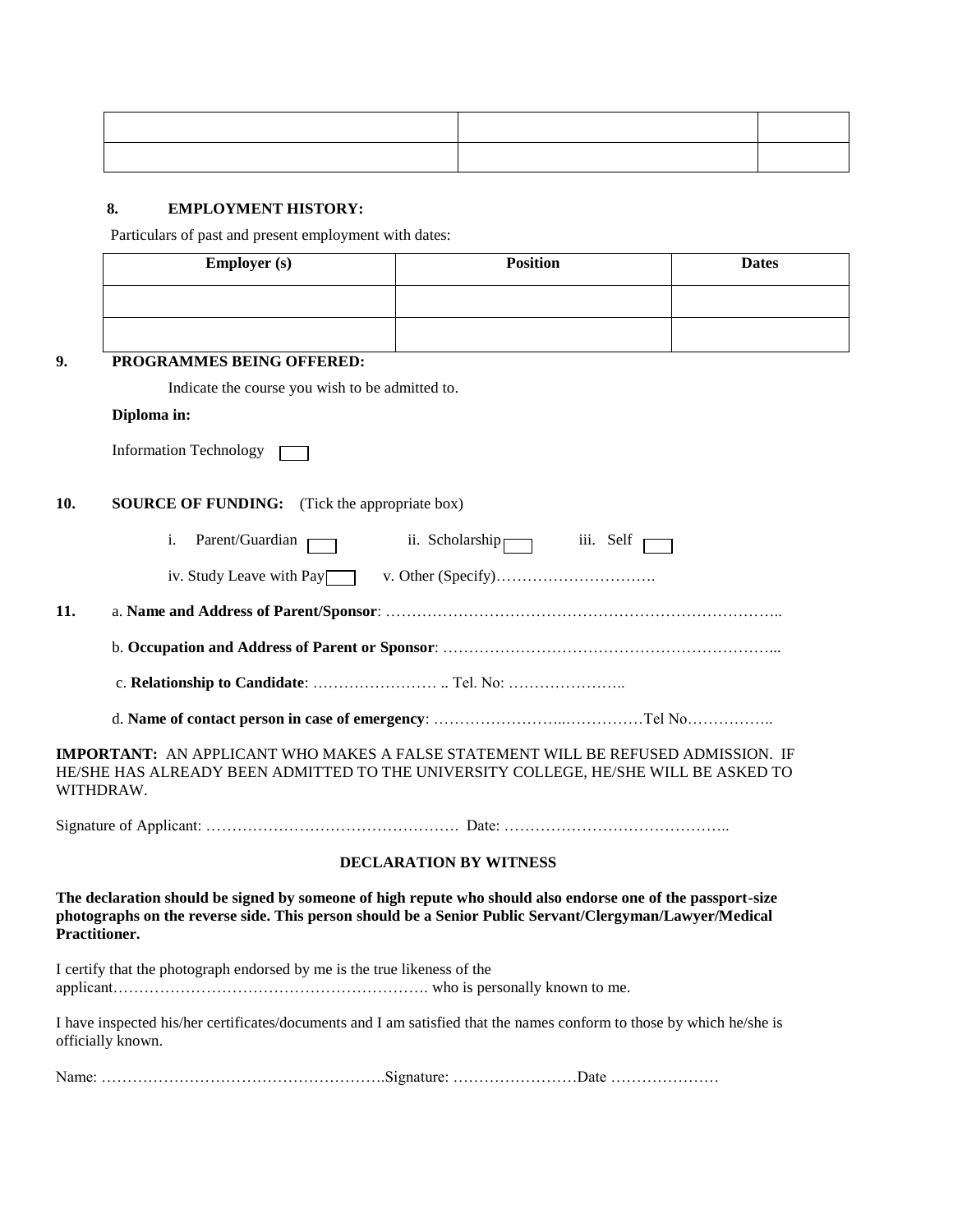| | | |
|---|---|---|
| | | |
| | | |

**8. EMPLOYMENT HISTORY:**

Particulars of past and present employment with dates:

| Employer (s) | Position | Dates |
|---|---|---|
| | | |
| | | |

**9. PROGRAMMES BEING OFFERED:**

Indicate the course you wish to be admitted to.

**Diploma in:**

Information Technology ☐

**10. SOURCE OF FUNDING:** (Tick the appropriate box)

i. Parent/Guardian ☐ ii. Scholarship ☐ iii. Self ☐

iv. Study Leave with Pay ☐ v. Other (Specify)………………………….

**11.** a. **Name and Address of Parent/Sponsor**: …………………………………………………………………..

b. **Occupation and Address of Parent or Sponsor**: ………………………………………………………...

c. **Relationship to Candidate**: …………………… .. Tel. No: …………………..

d. **Name of contact person in case of emergency**: …………………...……………Tel No……………..

**IMPORTANT:** AN APPLICANT WHO MAKES A FALSE STATEMENT WILL BE REFUSED ADMISSION. IF HE/SHE HAS ALREADY BEEN ADMITTED TO THE UNIVERSITY COLLEGE, HE/SHE WILL BE ASKED TO WITHDRAW.

Signature of Applicant: …………………………………………. Date: ……………………………………..

**DECLARATION BY WITNESS**

**The declaration should be signed by someone of high repute who should also endorse one of the passport-size photographs on the reverse side. This person should be a Senior Public Servant/Clergyman/Lawyer/Medical Practitioner.**

I certify that the photograph endorsed by me is the true likeness of the applicant……………………………………………………. who is personally known to me.

I have inspected his/her certificates/documents and I am satisfied that the names conform to those by which he/she is officially known.

Name: ……………………………………………….Signature: ……………………Date …………………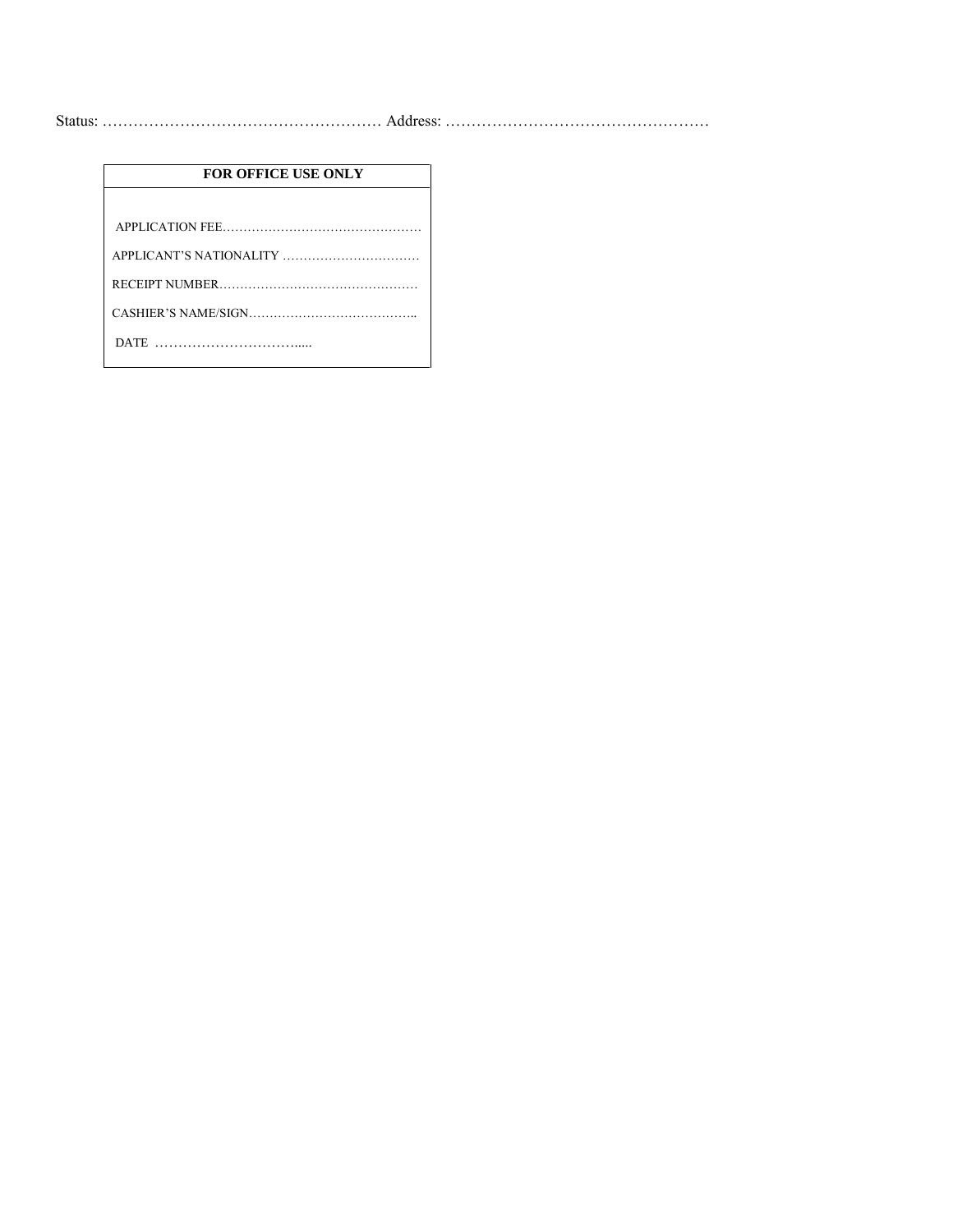Status: ……………………………………………… Address: ……………………………………………

**FOR OFFICE USE ONLY**

APPLICATION FEE…………………………………………

APPLICANT'S NATIONALITY ……………………………

RECEIPT NUMBER…………………………………………

CASHIER'S NAME/SIGN…………………………………..

DATE …………………………….....